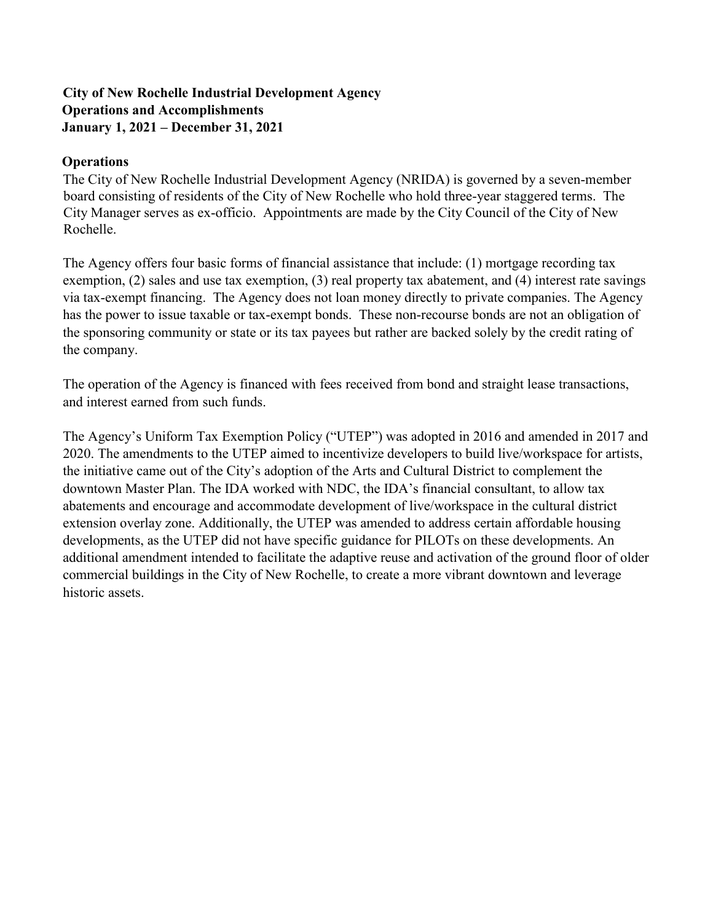**City of New Rochelle Industrial Development Agency**
**Operations and Accomplishments**
**January 1, 2021 – December 31, 2021**

## Operations

The City of New Rochelle Industrial Development Agency (NRIDA) is governed by a seven-member board consisting of residents of the City of New Rochelle who hold three-year staggered terms. The City Manager serves as ex-officio. Appointments are made by the City Council of the City of New Rochelle.

The Agency offers four basic forms of financial assistance that include: (1) mortgage recording tax exemption, (2) sales and use tax exemption, (3) real property tax abatement, and (4) interest rate savings via tax-exempt financing. The Agency does not loan money directly to private companies. The Agency has the power to issue taxable or tax-exempt bonds. These non-recourse bonds are not an obligation of the sponsoring community or state or its tax payees but rather are backed solely by the credit rating of the company.

The operation of the Agency is financed with fees received from bond and straight lease transactions, and interest earned from such funds.

The Agency's Uniform Tax Exemption Policy ("UTEP") was adopted in 2016 and amended in 2017 and 2020. The amendments to the UTEP aimed to incentivize developers to build live/workspace for artists, the initiative came out of the City's adoption of the Arts and Cultural District to complement the downtown Master Plan. The IDA worked with NDC, the IDA's financial consultant, to allow tax abatements and encourage and accommodate development of live/workspace in the cultural district extension overlay zone. Additionally, the UTEP was amended to address certain affordable housing developments, as the UTEP did not have specific guidance for PILOTs on these developments. An additional amendment intended to facilitate the adaptive reuse and activation of the ground floor of older commercial buildings in the City of New Rochelle, to create a more vibrant downtown and leverage historic assets.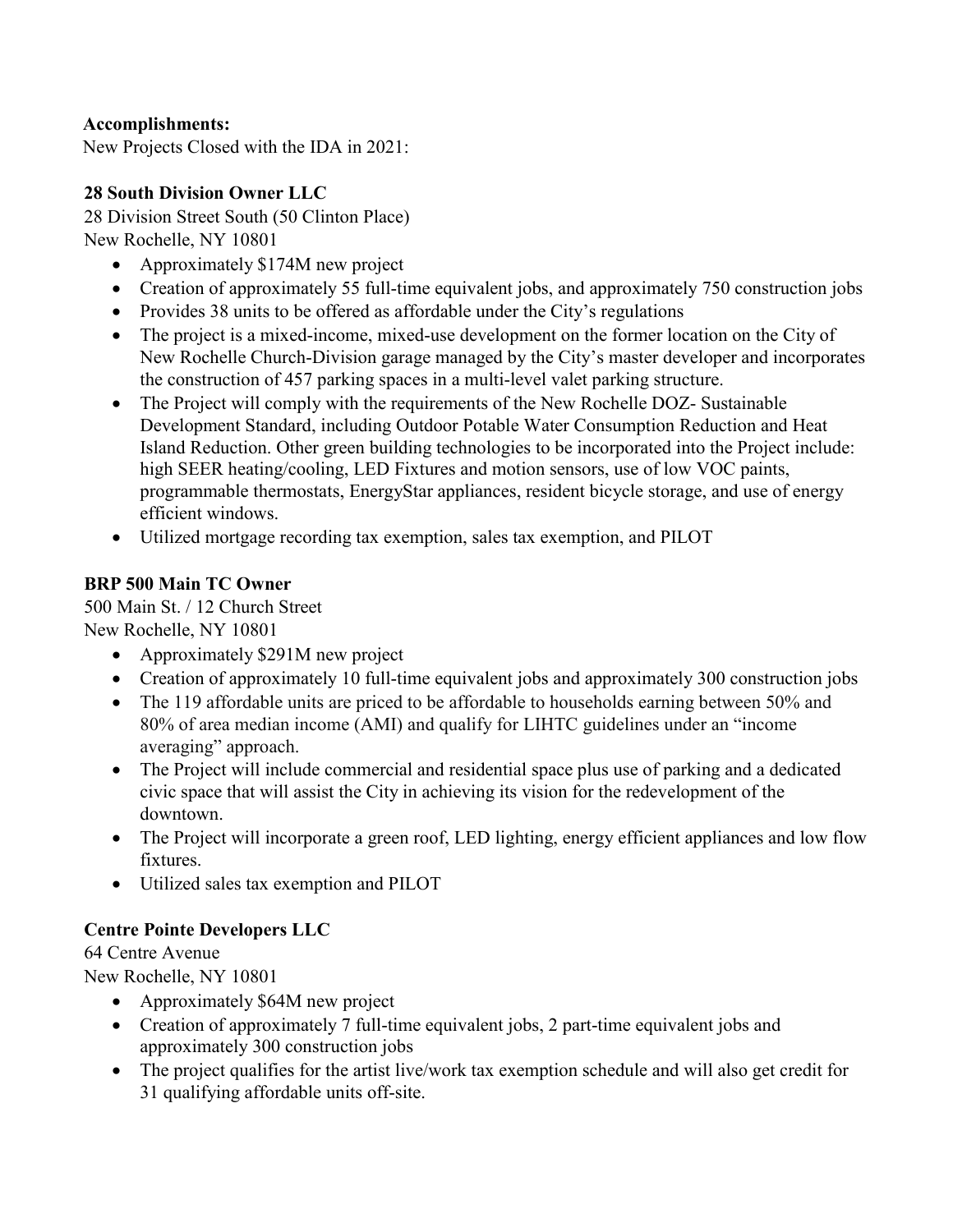**Accomplishments:**

New Projects Closed with the IDA in 2021:

**28 South Division Owner LLC**

28 Division Street South (50 Clinton Place)
New Rochelle, NY 10801

- Approximately $174M new project
- Creation of approximately 55 full-time equivalent jobs, and approximately 750 construction jobs
- Provides 38 units to be offered as affordable under the City's regulations
- The project is a mixed-income, mixed-use development on the former location on the City of New Rochelle Church-Division garage managed by the City's master developer and incorporates the construction of 457 parking spaces in a multi-level valet parking structure.
- The Project will comply with the requirements of the New Rochelle DOZ- Sustainable Development Standard, including Outdoor Potable Water Consumption Reduction and Heat Island Reduction. Other green building technologies to be incorporated into the Project include: high SEER heating/cooling, LED Fixtures and motion sensors, use of low VOC paints, programmable thermostats, EnergyStar appliances, resident bicycle storage, and use of energy efficient windows.
- Utilized mortgage recording tax exemption, sales tax exemption, and PILOT

**BRP 500 Main TC Owner**

500 Main St. / 12 Church Street
New Rochelle, NY 10801

- Approximately $291M new project
- Creation of approximately 10 full-time equivalent jobs and approximately 300 construction jobs
- The 119 affordable units are priced to be affordable to households earning between 50% and 80% of area median income (AMI) and qualify for LIHTC guidelines under an "income averaging" approach.
- The Project will include commercial and residential space plus use of parking and a dedicated civic space that will assist the City in achieving its vision for the redevelopment of the downtown.
- The Project will incorporate a green roof, LED lighting, energy efficient appliances and low flow fixtures.
- Utilized sales tax exemption and PILOT

**Centre Pointe Developers LLC**

64 Centre Avenue
New Rochelle, NY 10801

- Approximately $64M new project
- Creation of approximately 7 full-time equivalent jobs, 2 part-time equivalent jobs and approximately 300 construction jobs
- The project qualifies for the artist live/work tax exemption schedule and will also get credit for 31 qualifying affordable units off-site.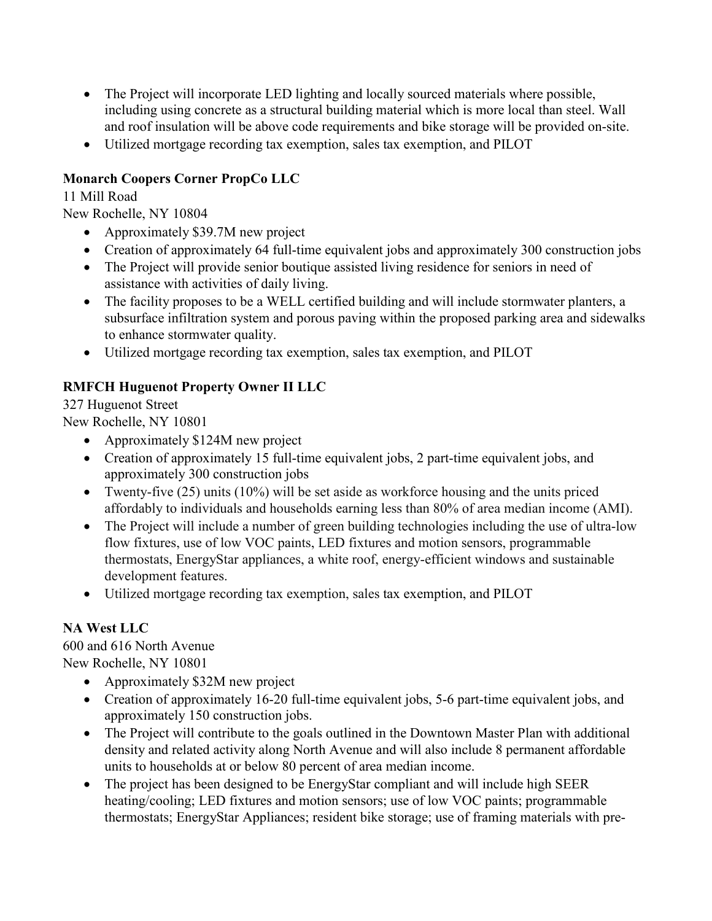- The Project will incorporate LED lighting and locally sourced materials where possible, including using concrete as a structural building material which is more local than steel. Wall and roof insulation will be above code requirements and bike storage will be provided on-site.
- Utilized mortgage recording tax exemption, sales tax exemption, and PILOT

**Monarch Coopers Corner PropCo LLC**
11 Mill Road
New Rochelle, NY 10804

- Approximately $39.7M new project
- Creation of approximately 64 full-time equivalent jobs and approximately 300 construction jobs
- The Project will provide senior boutique assisted living residence for seniors in need of assistance with activities of daily living.
- The facility proposes to be a WELL certified building and will include stormwater planters, a subsurface infiltration system and porous paving within the proposed parking area and sidewalks to enhance stormwater quality.
- Utilized mortgage recording tax exemption, sales tax exemption, and PILOT

**RMFCH Huguenot Property Owner II LLC**
327 Huguenot Street
New Rochelle, NY 10801

- Approximately $124M new project
- Creation of approximately 15 full-time equivalent jobs, 2 part-time equivalent jobs, and approximately 300 construction jobs
- Twenty-five (25) units (10%) will be set aside as workforce housing and the units priced affordably to individuals and households earning less than 80% of area median income (AMI).
- The Project will include a number of green building technologies including the use of ultra-low flow fixtures, use of low VOC paints, LED fixtures and motion sensors, programmable thermostats, EnergyStar appliances, a white roof, energy-efficient windows and sustainable development features.
- Utilized mortgage recording tax exemption, sales tax exemption, and PILOT

**NA West LLC**
600 and 616 North Avenue
New Rochelle, NY 10801

- Approximately $32M new project
- Creation of approximately 16-20 full-time equivalent jobs, 5-6 part-time equivalent jobs, and approximately 150 construction jobs.
- The Project will contribute to the goals outlined in the Downtown Master Plan with additional density and related activity along North Avenue and will also include 8 permanent affordable units to households at or below 80 percent of area median income.
- The project has been designed to be EnergyStar compliant and will include high SEER heating/cooling; LED fixtures and motion sensors; use of low VOC paints; programmable thermostats; EnergyStar Appliances; resident bike storage; use of framing materials with pre-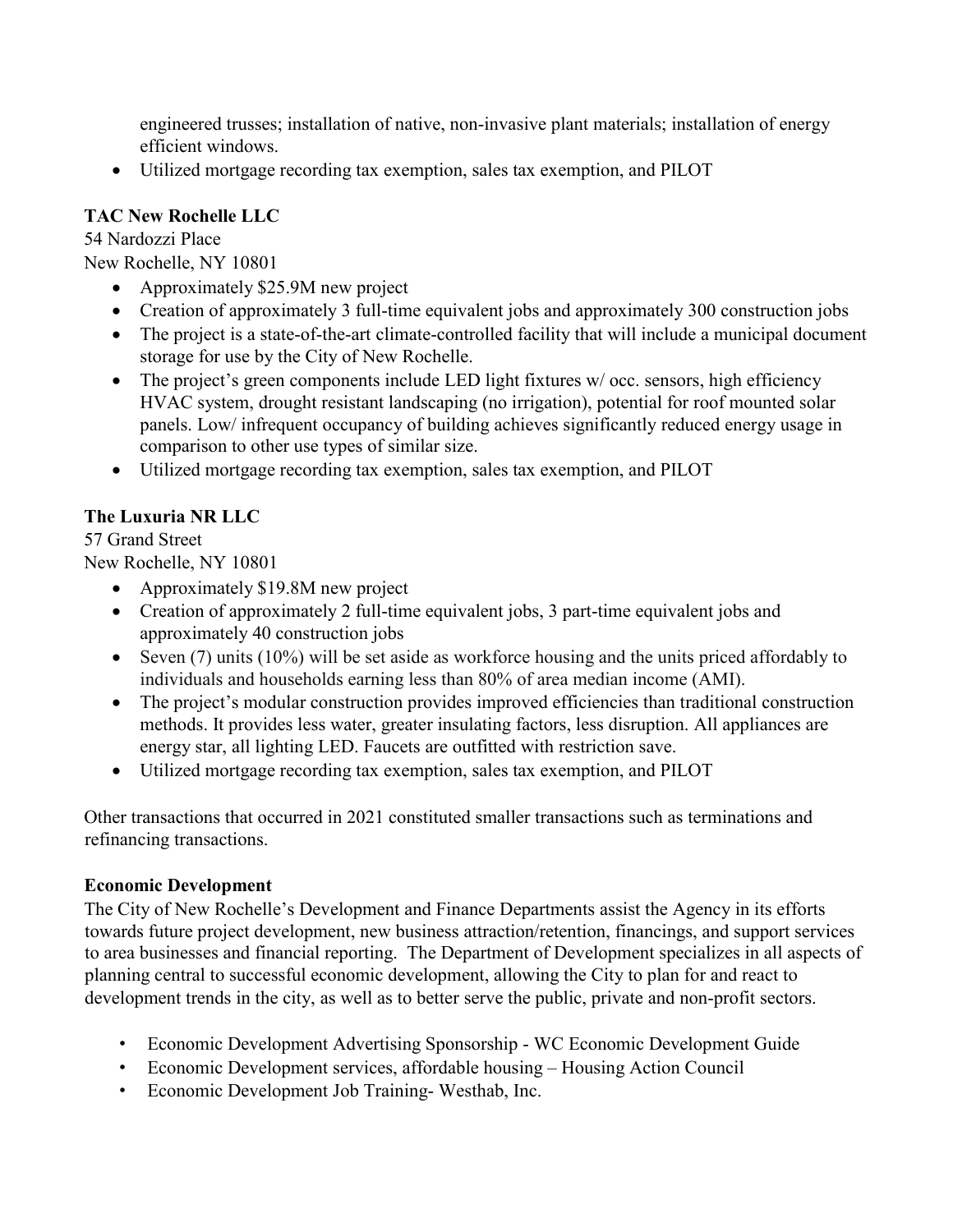engineered trusses; installation of native, non-invasive plant materials; installation of energy efficient windows.

- Utilized mortgage recording tax exemption, sales tax exemption, and PILOT

**TAC New Rochelle LLC**
54 Nardozzi Place
New Rochelle, NY 10801

- Approximately $25.9M new project
- Creation of approximately 3 full-time equivalent jobs and approximately 300 construction jobs
- The project is a state-of-the-art climate-controlled facility that will include a municipal document storage for use by the City of New Rochelle.
- The project's green components include LED light fixtures w/ occ. sensors, high efficiency HVAC system, drought resistant landscaping (no irrigation), potential for roof mounted solar panels. Low/ infrequent occupancy of building achieves significantly reduced energy usage in comparison to other use types of similar size.
- Utilized mortgage recording tax exemption, sales tax exemption, and PILOT

**The Luxuria NR LLC**
57 Grand Street
New Rochelle, NY 10801

- Approximately $19.8M new project
- Creation of approximately 2 full-time equivalent jobs, 3 part-time equivalent jobs and approximately 40 construction jobs
- Seven (7) units (10%) will be set aside as workforce housing and the units priced affordably to individuals and households earning less than 80% of area median income (AMI).
- The project's modular construction provides improved efficiencies than traditional construction methods. It provides less water, greater insulating factors, less disruption. All appliances are energy star, all lighting LED. Faucets are outfitted with restriction save.
- Utilized mortgage recording tax exemption, sales tax exemption, and PILOT

Other transactions that occurred in 2021 constituted smaller transactions such as terminations and refinancing transactions.

**Economic Development**

The City of New Rochelle's Development and Finance Departments assist the Agency in its efforts towards future project development, new business attraction/retention, financings, and support services to area businesses and financial reporting. The Department of Development specializes in all aspects of planning central to successful economic development, allowing the City to plan for and react to development trends in the city, as well as to better serve the public, private and non-profit sectors.

- Economic Development Advertising Sponsorship - WC Economic Development Guide
- Economic Development services, affordable housing – Housing Action Council
- Economic Development Job Training- Westhab, Inc.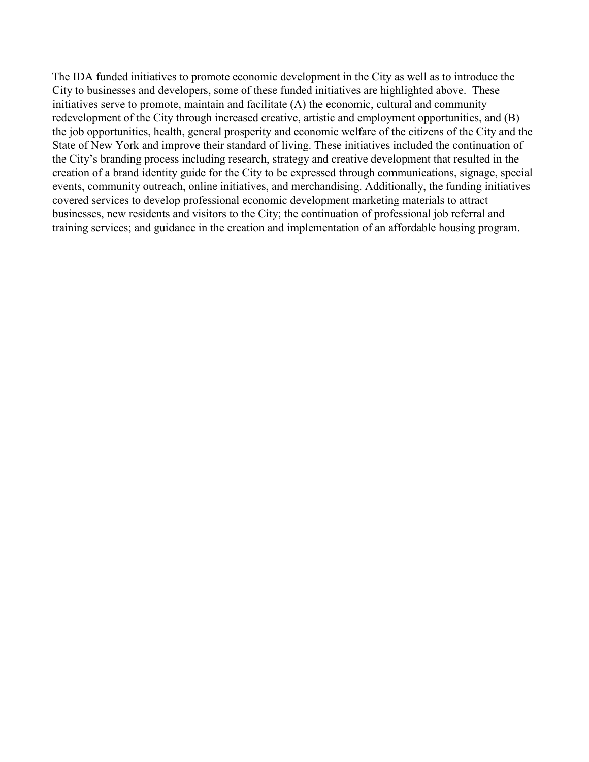The IDA funded initiatives to promote economic development in the City as well as to introduce the City to businesses and developers, some of these funded initiatives are highlighted above. These initiatives serve to promote, maintain and facilitate (A) the economic, cultural and community redevelopment of the City through increased creative, artistic and employment opportunities, and (B) the job opportunities, health, general prosperity and economic welfare of the citizens of the City and the State of New York and improve their standard of living. These initiatives included the continuation of the City's branding process including research, strategy and creative development that resulted in the creation of a brand identity guide for the City to be expressed through communications, signage, special events, community outreach, online initiatives, and merchandising. Additionally, the funding initiatives covered services to develop professional economic development marketing materials to attract businesses, new residents and visitors to the City; the continuation of professional job referral and training services; and guidance in the creation and implementation of an affordable housing program.